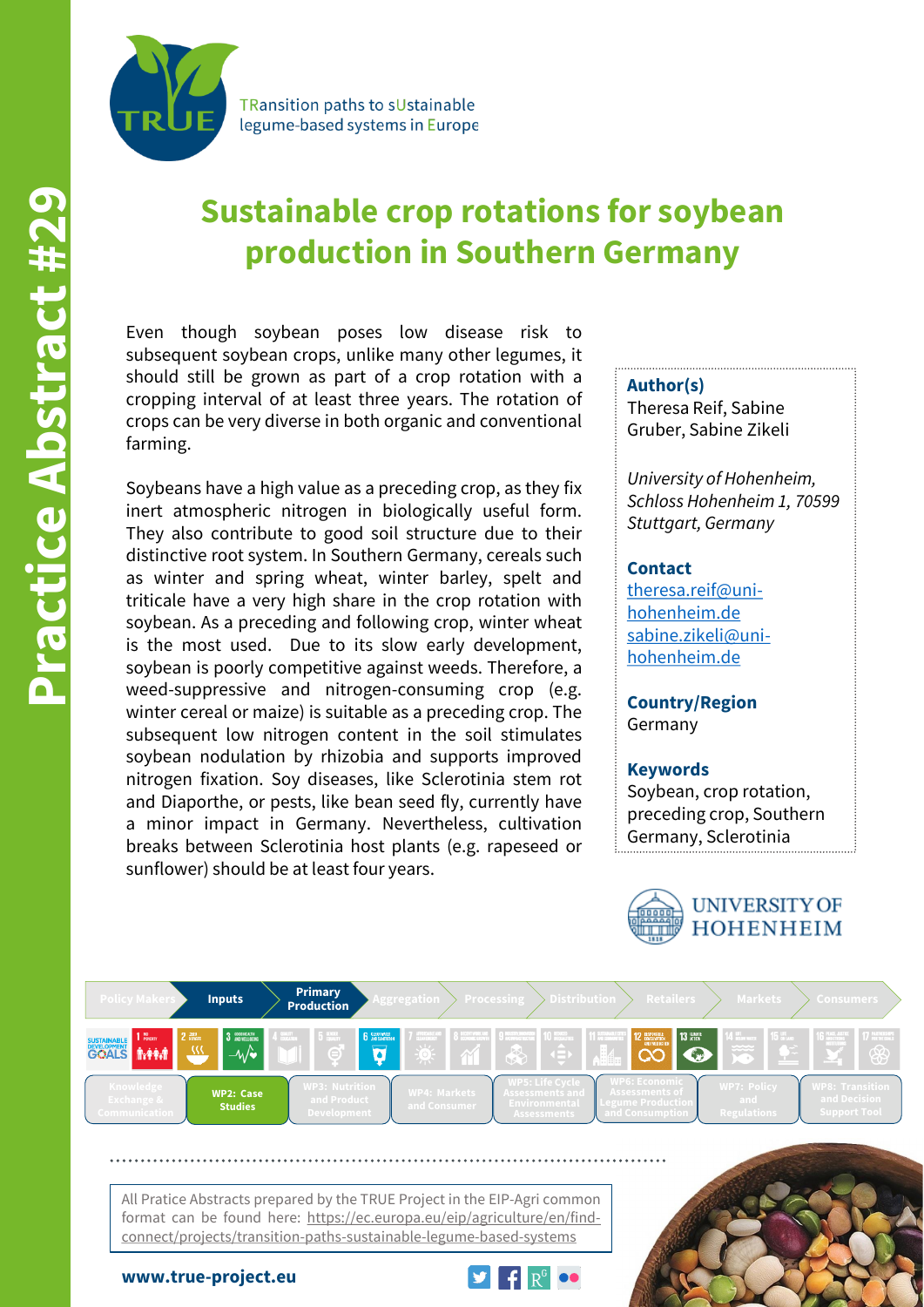TRansition paths to sUstainable legume-based systems in Europe

Practice Abstract #29

# Sustainable crop rotations for soybean production in Southern Germany

Even though soybean poses low disease risk to subsequent soybean crops, unlike many other legumes, it should still be grown as part of a crop rotation with a cropping interval of at least three years. The rotation of crops can be very diverse in both organic and conventional farming.

Soybeans have a high value as a preceding crop, as they fix inert atmospheric nitrogen in biologically useful form. They also contribute to good soil structure due to their distinctive root system. In Southern Germany, cereals such as winter and spring wheat, winter barley, spelt and triticale have a very high share in the crop rotation with soybean. As a preceding and following crop, winter wheat is the most used. Due to its slow early development, soybean is poorly competitive against weeds. Therefore, a weed-suppressive and nitrogen-consuming crop (e.g. winter cereal or maize) is suitable as a preceding crop. The subsequent low nitrogen content in the soil stimulates soybean nodulation by rhizobia and supports improved nitrogen fixation. Soy diseases, like Sclerotinia stem rot and Diaporthe, or pests, like bean seed fly, currently have a minor impact in Germany. Nevertheless, cultivation breaks between Sclerotinia host plants (e.g. rapeseed or sunflower) should be at least four years.

**Author(s)**
Theresa Reif, Sabine Gruber, Sabine Zikeli

*University of Hohenheim, Schloss Hohenheim 1, 70599 Stuttgart, Germany*

**Contact**
theresa.reif@uni-hohenheim.de
sabine.zikeli@uni-hohenheim.de

**Country/Region**
Germany

**Keywords**
Soybean, crop rotation, preceding crop, Southern Germany, Sclerotinia

UNIVERSITY OF HOHENHEIM

Policy Makers | Inputs | Primary Production | Aggregation | Processing | Distribution | Retailers | Markets | Consumers

Knowledge Exchange & Communication | WP2: Case Studies | WP3: Nutrition and Product Development | WP4: Markets and Consumer | WP5: Life Cycle Assessments and Environmental Assessments | WP6: Economic Assessments of Legume Production and Consumption | WP7: Policy and Regulations | WP8: Transition and Decision Support Tool

All Pratice Abstracts prepared by the TRUE Project in the EIP-Agri common format can be found here: https://ec.europa.eu/eip/agriculture/en/find-connect/projects/transition-paths-sustainable-legume-based-systems

www.true-project.eu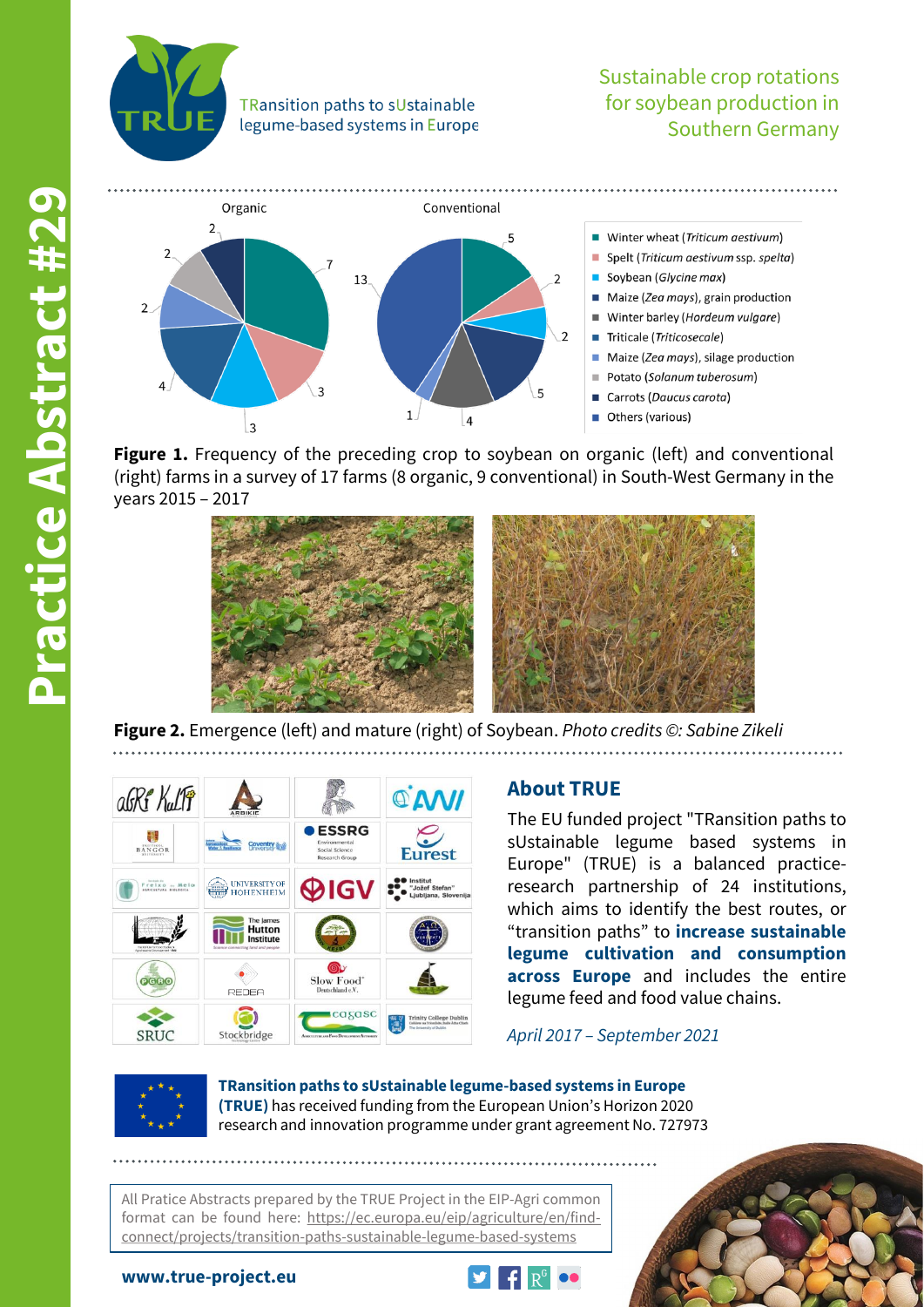Practice Abstract #29

TRansition paths to sUstainable legume-based systems in Europe

Sustainable crop rotations for soybean production in Southern Germany

Organic

2
2
2
4
3
3
7

Conventional

5
2
2
5
4
1
13

- Winter wheat (*Triticum aestivum*)
- Spelt (*Triticum aestivum* ssp. *spelta*)
- Soybean (*Glycine max*)
- Maize (*Zea mays*), grain production
- Winter barley (*Hordeum vulgare*)
- Triticale (*Triticosecale*)
- Maize (*Zea mays*), silage production
- Potato (*Solanum tuberosum*)
- Carrots (*Daucus carota*)
- Others (various)

**Figure 1.** Frequency of the preceding crop to soybean on organic (left) and conventional (right) farms in a survey of 17 farms (8 organic, 9 conventional) in South-West Germany in the years 2015 – 2017

**Figure 2.** Emergence (left) and mature (right) of Soybean. *Photo credits ©: Sabine Zikeli*

## About TRUE

The EU funded project "TRansition paths to sUstainable legume based systems in Europe" (TRUE) is a balanced practice-research partnership of 24 institutions, which aims to identify the best routes, or "transition paths" to **increase sustainable legume cultivation and consumption across Europe** and includes the entire legume feed and food value chains.

*April 2017 – September 2021*

**TRansition paths to sUstainable legume-based systems in Europe (TRUE)** has received funding from the European Union's Horizon 2020 research and innovation programme under grant agreement No. 727973

All Pratice Abstracts prepared by the TRUE Project in the EIP-Agri common format can be found here: https://ec.europa.eu/eip/agriculture/en/find-connect/projects/transition-paths-sustainable-legume-based-systems

**www.true-project.eu**